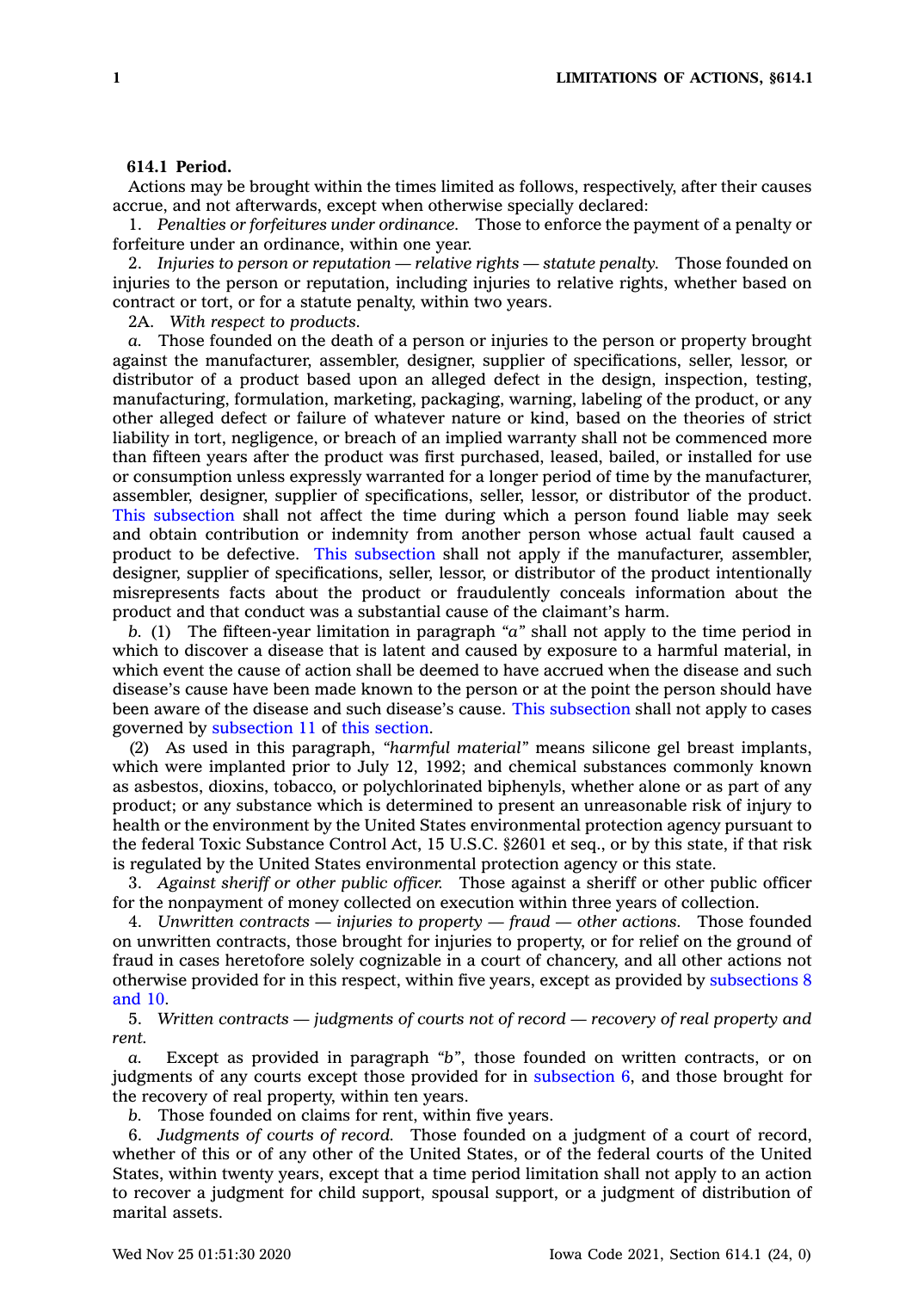**614.1 Period.**

Actions may be brought within the times limited as follows, respectively, after their causes accrue, and not afterwards, except when otherwise specially declared:

1. *Penalties or forfeitures under ordinance.* Those to enforce the payment of a penalty or forfeiture under an ordinance, within one year.

2. *Injuries to person or reputation — relative rights — statute penalty.* Those founded on injuries to the person or reputation, including injuries to relative rights, whether based on contract or tort, or for a statute penalty, within two years.

2A. *With respect to products.*

*a.* Those founded on the death of a person or injuries to the person or property brought against the manufacturer, assembler, designer, supplier of specifications, seller, lessor, or distributor of a product based upon an alleged defect in the design, inspection, testing, manufacturing, formulation, marketing, packaging, warning, labeling of the product, or any other alleged defect or failure of whatever nature or kind, based on the theories of strict liability in tort, negligence, or breach of an implied warranty shall not be commenced more than fifteen years after the product was first purchased, leased, bailed, or installed for use or consumption unless expressly warranted for a longer period of time by the manufacturer, assembler, designer, supplier of specifications, seller, lessor, or distributor of the product. This subsection shall not affect the time during which a person found liable may seek and obtain contribution or indemnity from another person whose actual fault caused a product to be defective. This subsection shall not apply if the manufacturer, assembler, designer, supplier of specifications, seller, lessor, or distributor of the product intentionally misrepresents facts about the product or fraudulently conceals information about the product and that conduct was a substantial cause of the claimant's harm.

*b.* (1) The fifteen-year limitation in paragraph *"a"* shall not apply to the time period in which to discover a disease that is latent and caused by exposure to a harmful material, in which event the cause of action shall be deemed to have accrued when the disease and such disease's cause have been made known to the person or at the point the person should have been aware of the disease and such disease's cause. This subsection shall not apply to cases governed by subsection 11 of this section.

(2) As used in this paragraph, *"harmful material"* means silicone gel breast implants, which were implanted prior to July 12, 1992; and chemical substances commonly known as asbestos, dioxins, tobacco, or polychlorinated biphenyls, whether alone or as part of any product; or any substance which is determined to present an unreasonable risk of injury to health or the environment by the United States environmental protection agency pursuant to the federal Toxic Substance Control Act, 15 U.S.C. §2601 et seq., or by this state, if that risk is regulated by the United States environmental protection agency or this state.

3. *Against sheriff or other public officer.* Those against a sheriff or other public officer for the nonpayment of money collected on execution within three years of collection.

4. *Unwritten contracts — injuries to property — fraud — other actions.* Those founded on unwritten contracts, those brought for injuries to property, or for relief on the ground of fraud in cases heretofore solely cognizable in a court of chancery, and all other actions not otherwise provided for in this respect, within five years, except as provided by subsections 8 and 10.

5. *Written contracts — judgments of courts not of record — recovery of real property and rent.*

*a.* Except as provided in paragraph *"b"*, those founded on written contracts, or on judgments of any courts except those provided for in subsection 6, and those brought for the recovery of real property, within ten years.

*b.* Those founded on claims for rent, within five years.

6. *Judgments of courts of record.* Those founded on a judgment of a court of record, whether of this or of any other of the United States, or of the federal courts of the United States, within twenty years, except that a time period limitation shall not apply to an action to recover a judgment for child support, spousal support, or a judgment of distribution of marital assets.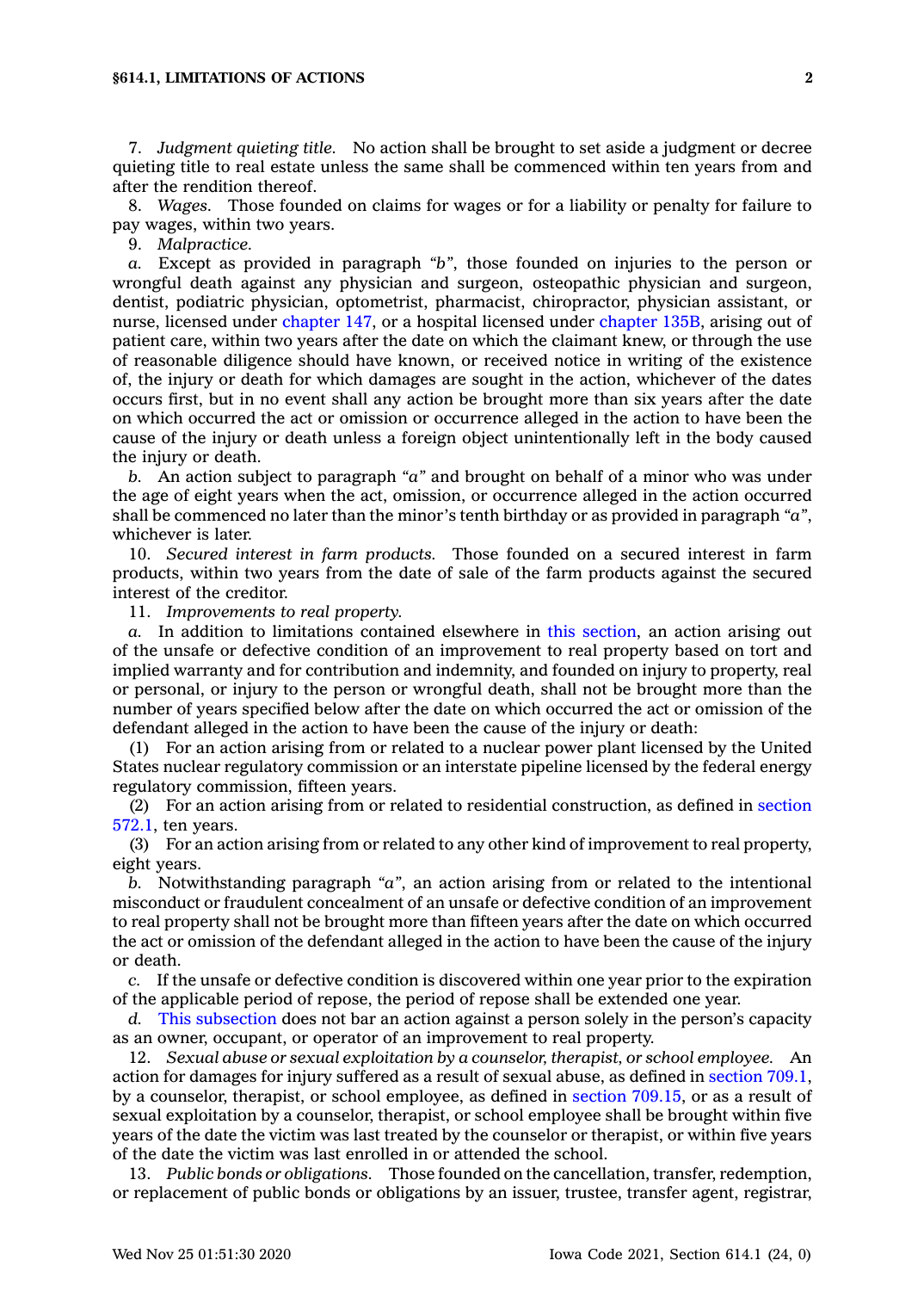7. *Judgment quieting title.* No action shall be brought to set aside a judgment or decree quieting title to real estate unless the same shall be commenced within ten years from and after the rendition thereof.

8. *Wages.* Those founded on claims for wages or for a liability or penalty for failure to pay wages, within two years.

9. *Malpractice.*

*a.* Except as provided in paragraph *"b"*, those founded on injuries to the person or wrongful death against any physician and surgeon, osteopathic physician and surgeon, dentist, podiatric physician, optometrist, pharmacist, chiropractor, physician assistant, or nurse, licensed under chapter 147, or a hospital licensed under chapter 135B, arising out of patient care, within two years after the date on which the claimant knew, or through the use of reasonable diligence should have known, or received notice in writing of the existence of, the injury or death for which damages are sought in the action, whichever of the dates occurs first, but in no event shall any action be brought more than six years after the date on which occurred the act or omission or occurrence alleged in the action to have been the cause of the injury or death unless a foreign object unintentionally left in the body caused the injury or death.

*b.* An action subject to paragraph *"a"* and brought on behalf of a minor who was under the age of eight years when the act, omission, or occurrence alleged in the action occurred shall be commenced no later than the minor's tenth birthday or as provided in paragraph *"a"*, whichever is later.

10. *Secured interest in farm products.* Those founded on a secured interest in farm products, within two years from the date of sale of the farm products against the secured interest of the creditor.

11. *Improvements to real property.*

*a.* In addition to limitations contained elsewhere in this section, an action arising out of the unsafe or defective condition of an improvement to real property based on tort and implied warranty and for contribution and indemnity, and founded on injury to property, real or personal, or injury to the person or wrongful death, shall not be brought more than the number of years specified below after the date on which occurred the act or omission of the defendant alleged in the action to have been the cause of the injury or death:

(1) For an action arising from or related to a nuclear power plant licensed by the United States nuclear regulatory commission or an interstate pipeline licensed by the federal energy regulatory commission, fifteen years.

(2) For an action arising from or related to residential construction, as defined in section 572.1, ten years.

(3) For an action arising from or related to any other kind of improvement to real property, eight years.

*b.* Notwithstanding paragraph *"a"*, an action arising from or related to the intentional misconduct or fraudulent concealment of an unsafe or defective condition of an improvement to real property shall not be brought more than fifteen years after the date on which occurred the act or omission of the defendant alleged in the action to have been the cause of the injury or death.

*c.* If the unsafe or defective condition is discovered within one year prior to the expiration of the applicable period of repose, the period of repose shall be extended one year.

*d.* This subsection does not bar an action against a person solely in the person's capacity as an owner, occupant, or operator of an improvement to real property.

12. *Sexual abuse or sexual exploitation by a counselor, therapist, or school employee.* An action for damages for injury suffered as a result of sexual abuse, as defined in section 709.1, by a counselor, therapist, or school employee, as defined in section 709.15, or as a result of sexual exploitation by a counselor, therapist, or school employee shall be brought within five years of the date the victim was last treated by the counselor or therapist, or within five years of the date the victim was last enrolled in or attended the school.

13. *Public bonds or obligations.* Those founded on the cancellation, transfer, redemption, or replacement of public bonds or obligations by an issuer, trustee, transfer agent, registrar,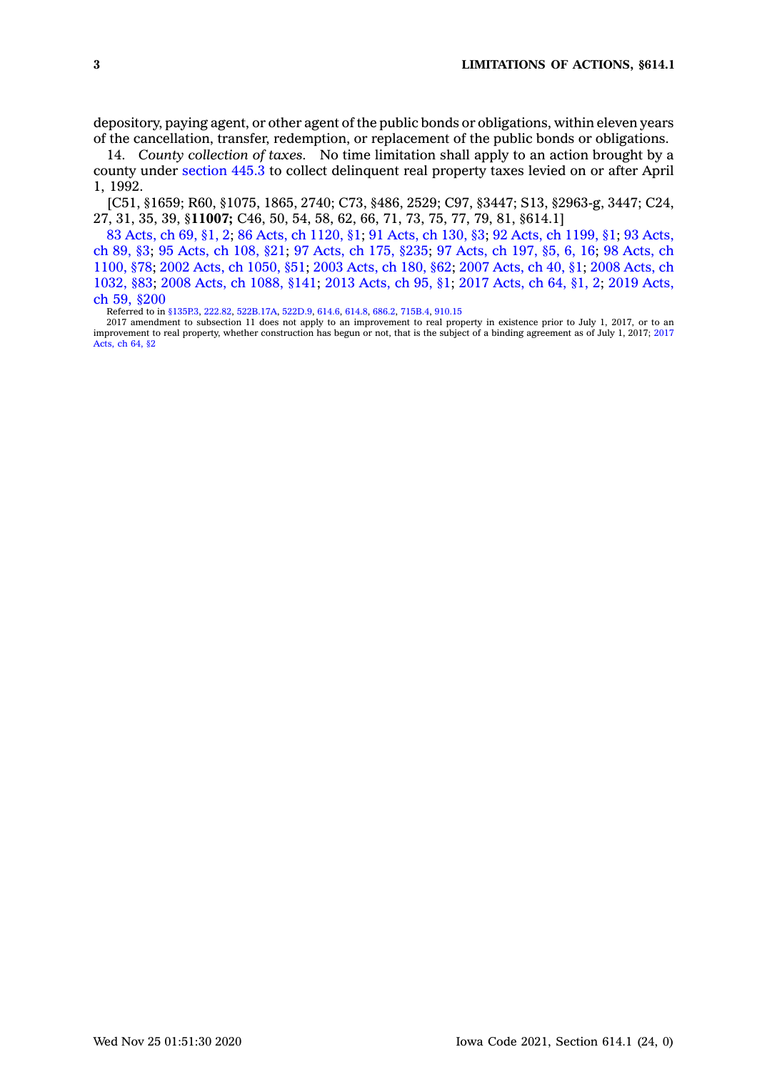depository, paying agent, or other agent of the public bonds or obligations, within eleven years of the cancellation, transfer, redemption, or replacement of the public bonds or obligations.

14. *County collection of taxes.* No time limitation shall apply to an action brought by a county under section 445.3 to collect delinquent real property taxes levied on or after April 1, 1992.

[C51, §1659; R60, §1075, 1865, 2740; C73, §486, 2529; C97, §3447; S13, §2963-g, 3447; C24, 27, 31, 35, 39, §**11007;** C46, 50, 54, 58, 62, 66, 71, 73, 75, 77, 79, 81, §614.1]

83 Acts, ch 69, §1, 2; 86 Acts, ch 1120, §1; 91 Acts, ch 130, §3; 92 Acts, ch 1199, §1; 93 Acts, ch 89, §3; 95 Acts, ch 108, §21; 97 Acts, ch 175, §235; 97 Acts, ch 197, §5, 6, 16; 98 Acts, ch 1100, §78; 2002 Acts, ch 1050, §51; 2003 Acts, ch 180, §62; 2007 Acts, ch 40, §1; 2008 Acts, ch 1032, §83; 2008 Acts, ch 1088, §141; 2013 Acts, ch 95, §1; 2017 Acts, ch 64, §1, 2; 2019 Acts, ch 59, §200

Referred to in §135P.3, 222.82, 522B.17A, 522D.9, 614.6, 614.8, 686.2, 715B.4, 910.15

2017 amendment to subsection 11 does not apply to an improvement to real property in existence prior to July 1, 2017, or to an improvement to real property, whether construction has begun or not, that is the subject of a binding agreement as of July 1, 2017; 2017 Acts, ch 64, §2